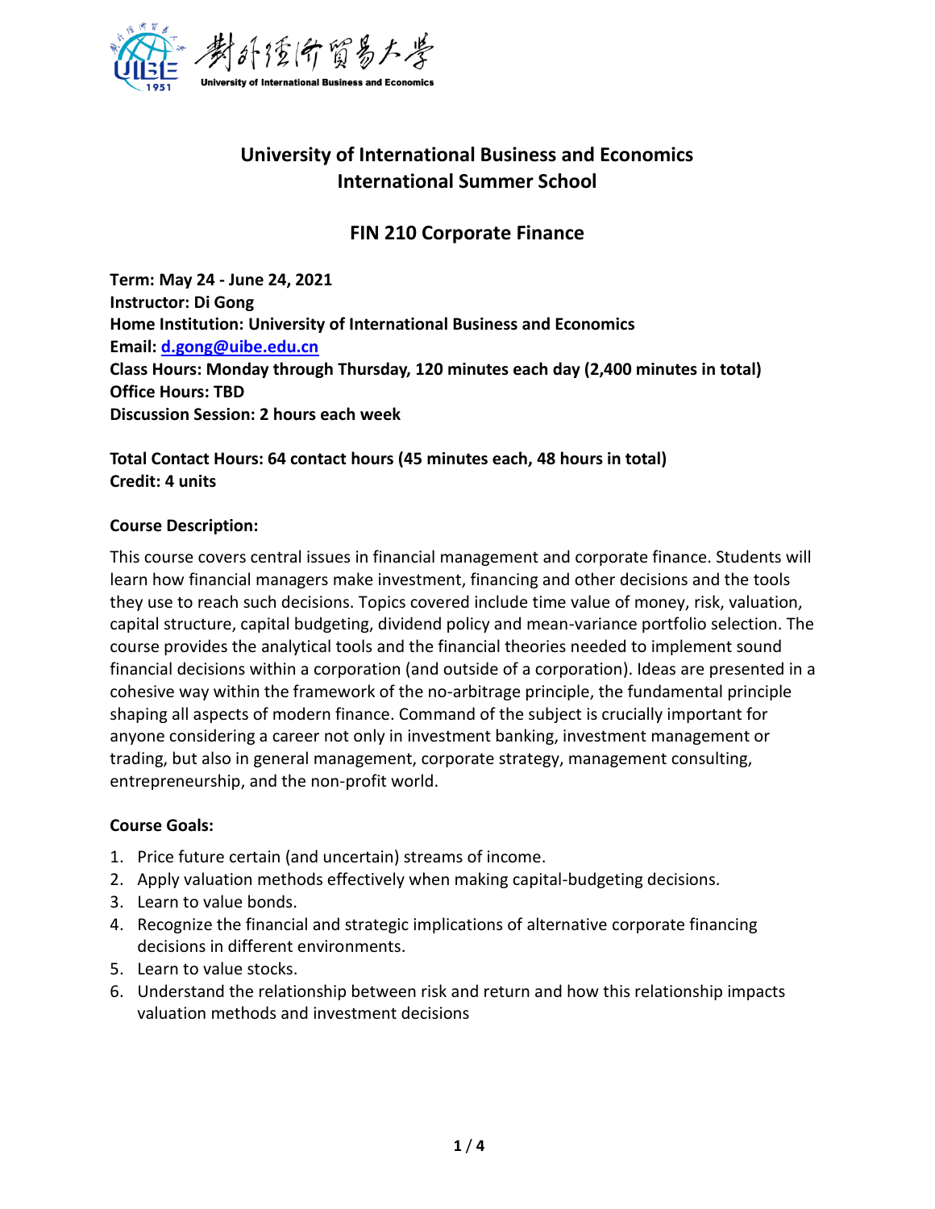# University of International Business and Economics
# International Summer School

## FIN 210 Corporate Finance

**Term: May 24 - June 24, 2021**
**Instructor: Di Gong**
**Home Institution: University of International Business and Economics**
**Email: d.gong@uibe.edu.cn**
**Class Hours: Monday through Thursday, 120 minutes each day (2,400 minutes in total)**
**Office Hours: TBD**
**Discussion Session: 2 hours each week**

**Total Contact Hours: 64 contact hours (45 minutes each, 48 hours in total)**
**Credit: 4 units**

**Course Description:**

This course covers central issues in financial management and corporate finance. Students will learn how financial managers make investment, financing and other decisions and the tools they use to reach such decisions. Topics covered include time value of money, risk, valuation, capital structure, capital budgeting, dividend policy and mean-variance portfolio selection. The course provides the analytical tools and the financial theories needed to implement sound financial decisions within a corporation (and outside of a corporation). Ideas are presented in a cohesive way within the framework of the no-arbitrage principle, the fundamental principle shaping all aspects of modern finance. Command of the subject is crucially important for anyone considering a career not only in investment banking, investment management or trading, but also in general management, corporate strategy, management consulting, entrepreneurship, and the non-profit world.

**Course Goals:**

1. Price future certain (and uncertain) streams of income.
2. Apply valuation methods effectively when making capital-budgeting decisions.
3. Learn to value bonds.
4. Recognize the financial and strategic implications of alternative corporate financing decisions in different environments.
5. Learn to value stocks.
6. Understand the relationship between risk and return and how this relationship impacts valuation methods and investment decisions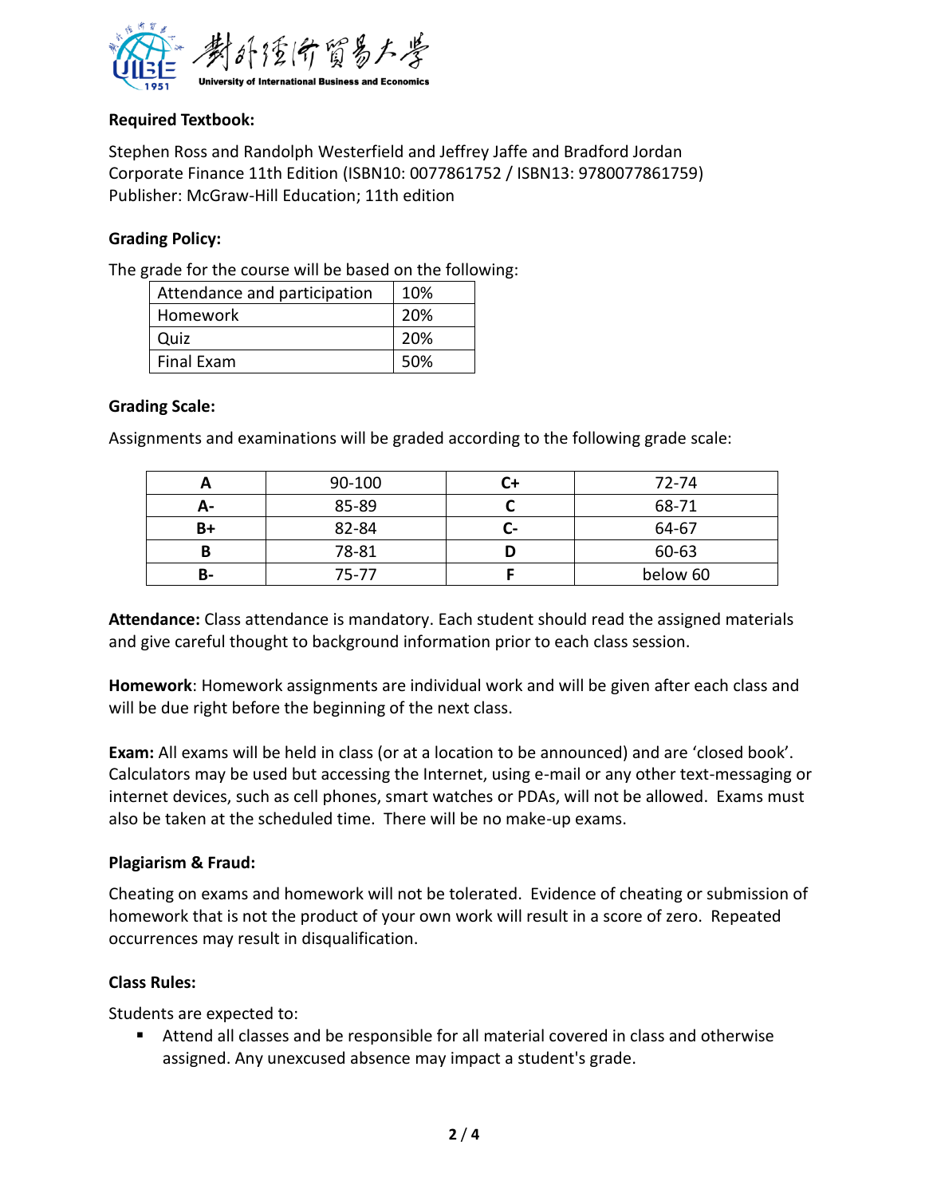**Required Textbook:**

Stephen Ross and Randolph Westerfield and Jeffrey Jaffe and Bradford Jordan
Corporate Finance 11th Edition (ISBN10: 0077861752 / ISBN13: 9780077861759)
Publisher: McGraw-Hill Education; 11th edition

**Grading Policy:**

The grade for the course will be based on the following:

| Component | Weight |
|---|---|
| Attendance and participation | 10% |
| Homework | 20% |
| Quiz | 20% |
| Final Exam | 50% |

**Grading Scale:**

Assignments and examinations will be graded according to the following grade scale:

| Grade | Range | Grade | Range |
|---|---|---|---|
| **A** | 90-100 | **C+** | 72-74 |
| **A-** | 85-89 | **C** | 68-71 |
| **B+** | 82-84 | **C-** | 64-67 |
| **B** | 78-81 | **D** | 60-63 |
| **B-** | 75-77 | **F** | below 60 |

**Attendance:** Class attendance is mandatory. Each student should read the assigned materials and give careful thought to background information prior to each class session.

**Homework**: Homework assignments are individual work and will be given after each class and will be due right before the beginning of the next class.

**Exam:** All exams will be held in class (or at a location to be announced) and are 'closed book'. Calculators may be used but accessing the Internet, using e-mail or any other text-messaging or internet devices, such as cell phones, smart watches or PDAs, will not be allowed. Exams must also be taken at the scheduled time. There will be no make-up exams.

**Plagiarism & Fraud:**

Cheating on exams and homework will not be tolerated. Evidence of cheating or submission of homework that is not the product of your own work will result in a score of zero. Repeated occurrences may result in disqualification.

**Class Rules:**

Students are expected to:

- Attend all classes and be responsible for all material covered in class and otherwise assigned. Any unexcused absence may impact a student's grade.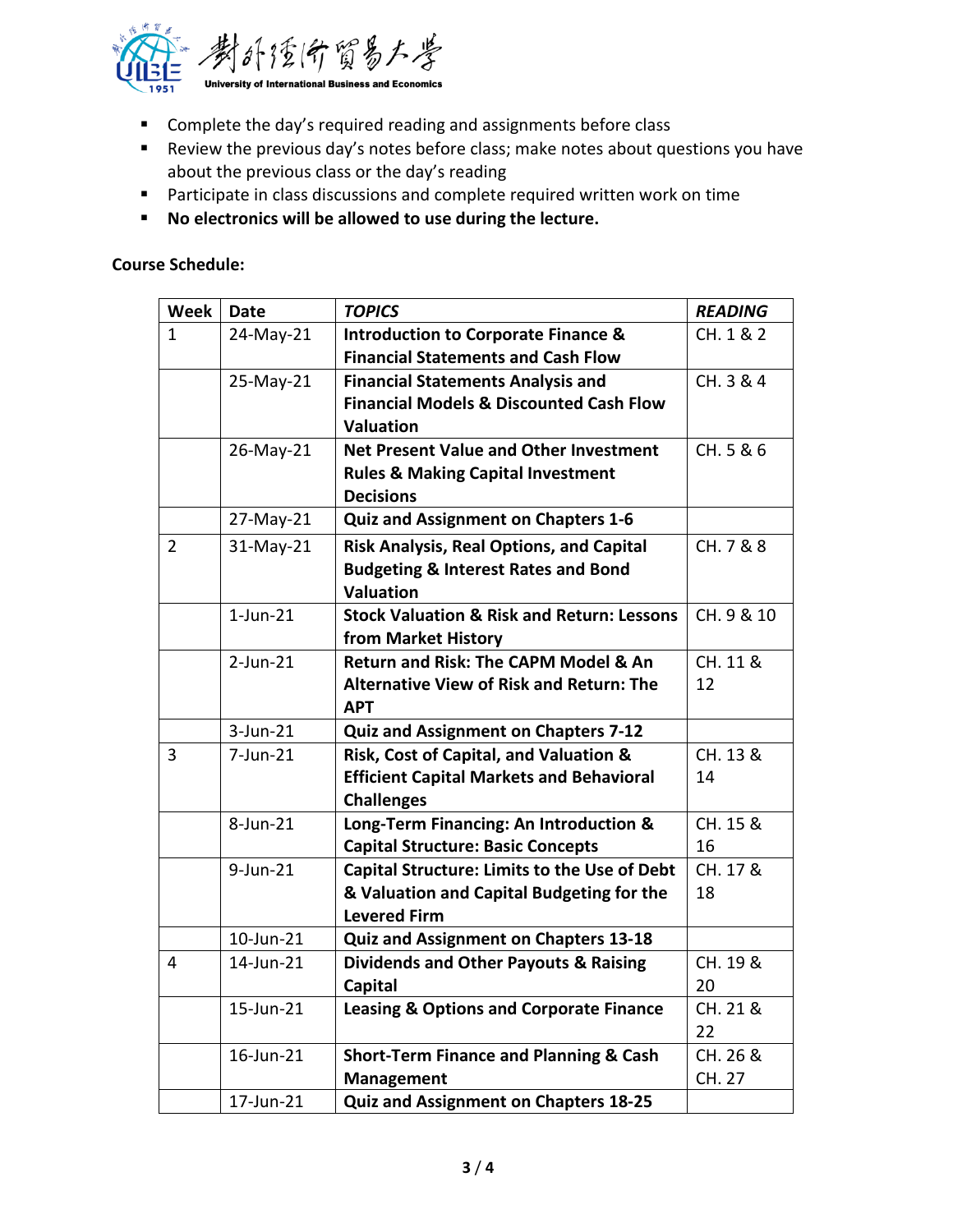- Complete the day's required reading and assignments before class
- Review the previous day's notes before class; make notes about questions you have about the previous class or the day's reading
- Participate in class discussions and complete required written work on time
- **No electronics will be allowed to use during the lecture.**

**Course Schedule:**

| Week | Date | *TOPICS* | *READING* |
|---|---|---|---|
| 1 | 24-May-21 | **Introduction to Corporate Finance & Financial Statements and Cash Flow** | CH. 1 & 2 |
| | 25-May-21 | **Financial Statements Analysis and Financial Models & Discounted Cash Flow Valuation** | CH. 3 & 4 |
| | 26-May-21 | **Net Present Value and Other Investment Rules & Making Capital Investment Decisions** | CH. 5 & 6 |
| | 27-May-21 | **Quiz and Assignment on Chapters 1-6** | |
| 2 | 31-May-21 | **Risk Analysis, Real Options, and Capital Budgeting & Interest Rates and Bond Valuation** | CH. 7 & 8 |
| | 1-Jun-21 | **Stock Valuation & Risk and Return: Lessons from Market History** | CH. 9 & 10 |
| | 2-Jun-21 | **Return and Risk: The CAPM Model & An Alternative View of Risk and Return: The APT** | CH. 11 & 12 |
| | 3-Jun-21 | **Quiz and Assignment on Chapters 7-12** | |
| 3 | 7-Jun-21 | **Risk, Cost of Capital, and Valuation & Efficient Capital Markets and Behavioral Challenges** | CH. 13 & 14 |
| | 8-Jun-21 | **Long-Term Financing: An Introduction & Capital Structure: Basic Concepts** | CH. 15 & 16 |
| | 9-Jun-21 | **Capital Structure: Limits to the Use of Debt & Valuation and Capital Budgeting for the Levered Firm** | CH. 17 & 18 |
| | 10-Jun-21 | **Quiz and Assignment on Chapters 13-18** | |
| 4 | 14-Jun-21 | **Dividends and Other Payouts & Raising Capital** | CH. 19 & 20 |
| | 15-Jun-21 | **Leasing & Options and Corporate Finance** | CH. 21 & 22 |
| | 16-Jun-21 | **Short-Term Finance and Planning & Cash Management** | CH. 26 & CH. 27 |
| | 17-Jun-21 | **Quiz and Assignment on Chapters 18-25** | |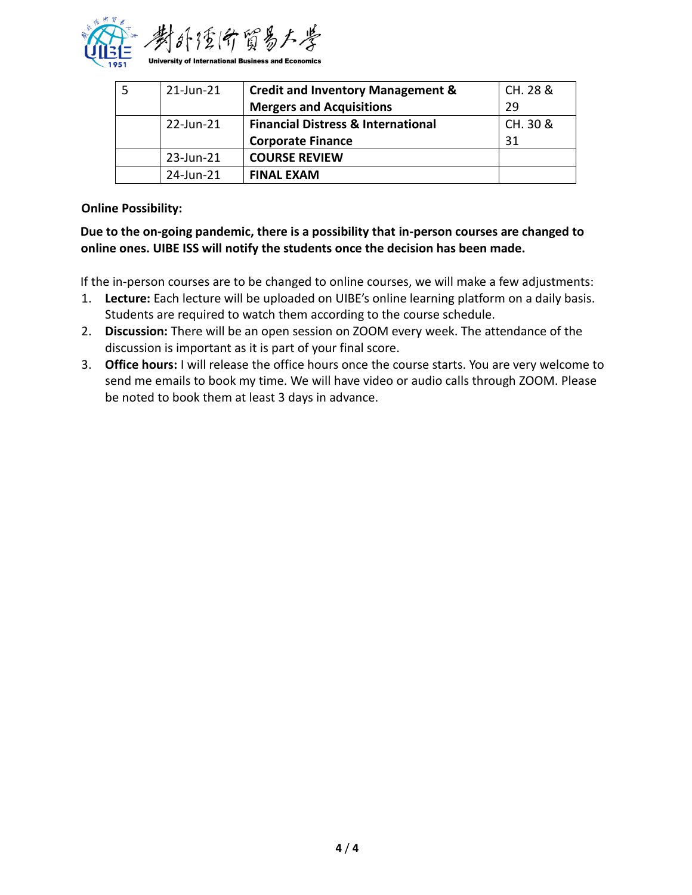| | | | |
|---|---|---|---|
| 5 | 21-Jun-21 | **Credit and Inventory Management & Mergers and Acquisitions** | CH. 28 & 29 |
| | 22-Jun-21 | **Financial Distress & International Corporate Finance** | CH. 30 & 31 |
| | 23-Jun-21 | **COURSE REVIEW** | |
| | 24-Jun-21 | **FINAL EXAM** | |

**Online Possibility:**

**Due to the on-going pandemic, there is a possibility that in-person courses are changed to online ones. UIBE ISS will notify the students once the decision has been made.**

If the in-person courses are to be changed to online courses, we will make a few adjustments:

1. **Lecture:** Each lecture will be uploaded on UIBE's online learning platform on a daily basis. Students are required to watch them according to the course schedule.
2. **Discussion:** There will be an open session on ZOOM every week. The attendance of the discussion is important as it is part of your final score.
3. **Office hours:** I will release the office hours once the course starts. You are very welcome to send me emails to book my time. We will have video or audio calls through ZOOM. Please be noted to book them at least 3 days in advance.